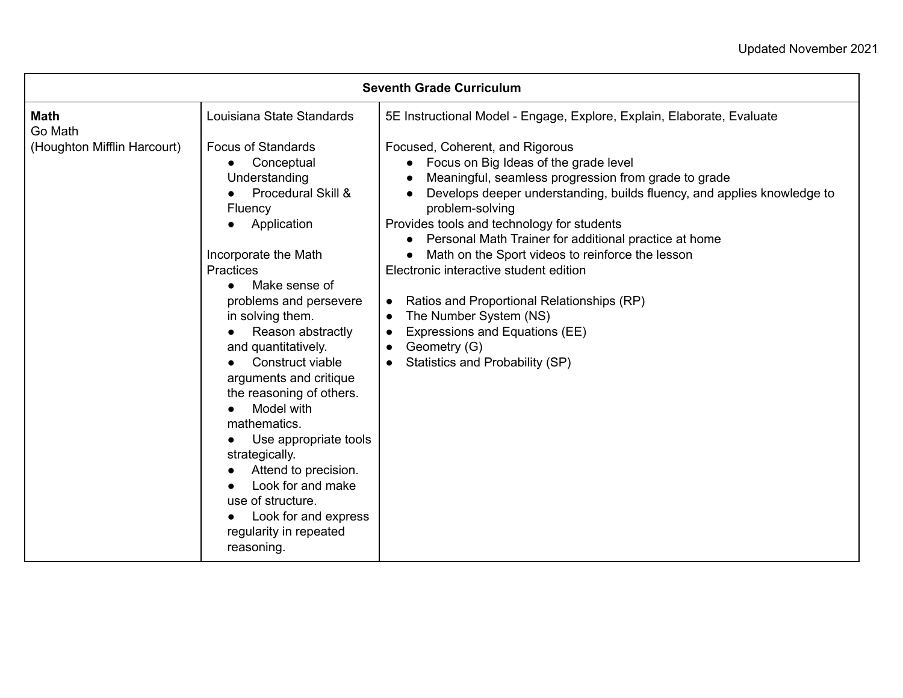Updated November 2021

| Seventh Grade Curriculum | | |
|---|---|---|
| **Math**<br>Go Math<br>(Houghton Mifflin Harcourt) | Louisiana State Standards<br><br>Focus of Standards<br>● Conceptual Understanding<br>● Procedural Skill & Fluency<br>● Application<br><br>Incorporate the Math Practices<br>● Make sense of problems and persevere in solving them.<br>● Reason abstractly and quantitatively.<br>● Construct viable arguments and critique the reasoning of others.<br>● Model with mathematics.<br>● Use appropriate tools strategically.<br>● Attend to precision.<br>● Look for and make use of structure.<br>● Look for and express regularity in repeated reasoning. | 5E Instructional Model - Engage, Explore, Explain, Elaborate, Evaluate<br><br>Focused, Coherent, and Rigorous<br>● Focus on Big Ideas of the grade level<br>● Meaningful, seamless progression from grade to grade<br>● Develops deeper understanding, builds fluency, and applies knowledge to problem-solving<br>Provides tools and technology for students<br>● Personal Math Trainer for additional practice at home<br>● Math on the Sport videos to reinforce the lesson<br>Electronic interactive student edition<br><br>● Ratios and Proportional Relationships (RP)<br>● The Number System (NS)<br>● Expressions and Equations (EE)<br>● Geometry (G)<br>● Statistics and Probability (SP) |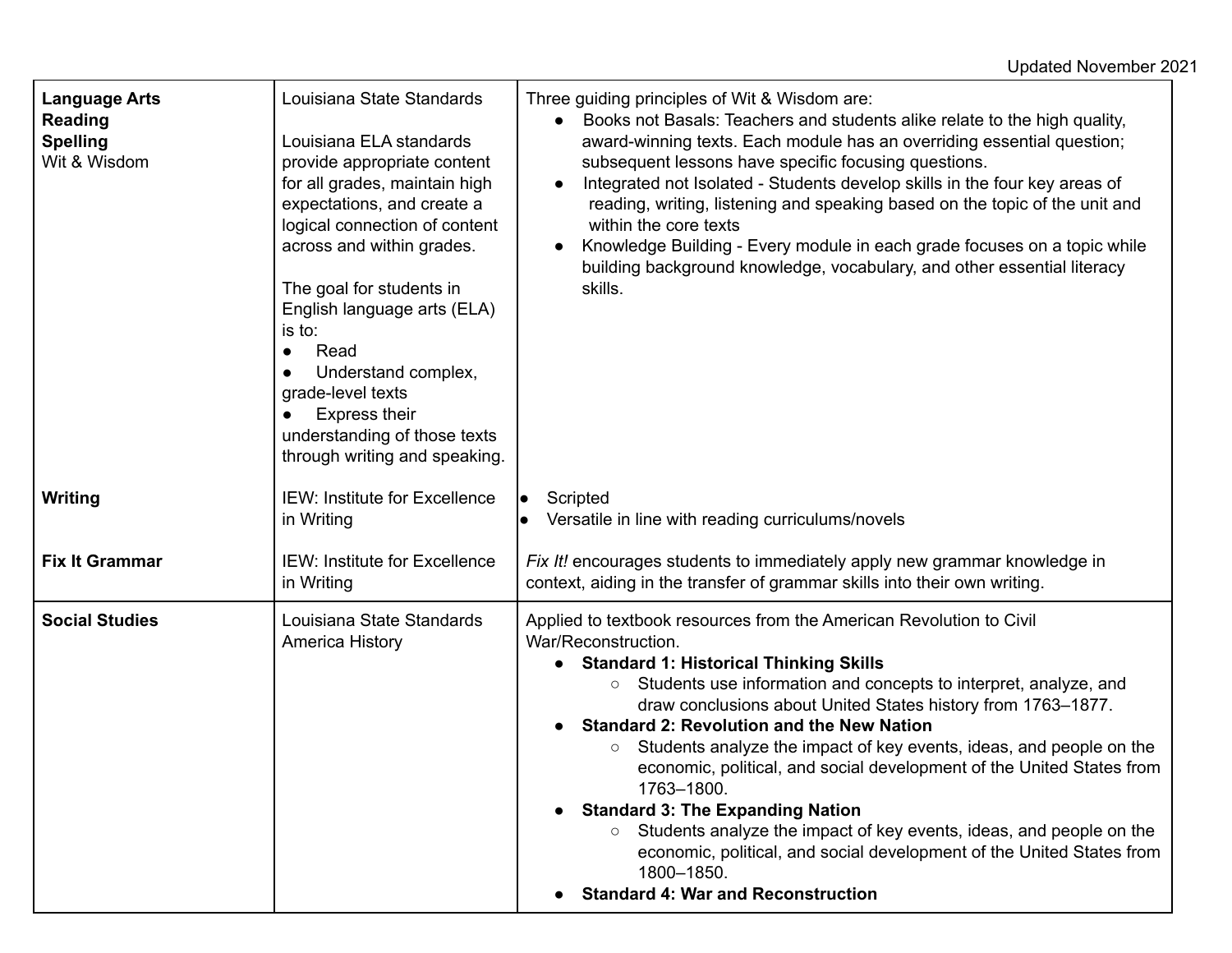Updated November 2021

| | | |
|---|---|---|
| **Language Arts**<br>**Reading**<br>**Spelling**<br>Wit & Wisdom | Louisiana State Standards<br><br>Louisiana ELA standards provide appropriate content for all grades, maintain high expectations, and create a logical connection of content across and within grades.<br><br>The goal for students in English language arts (ELA) is to:<br>● Read<br>● Understand complex, grade-level texts<br>● Express their understanding of those texts through writing and speaking. | Three guiding principles of Wit & Wisdom are:<br>● Books not Basals: Teachers and students alike relate to the high quality, award-winning texts. Each module has an overriding essential question; subsequent lessons have specific focusing questions.<br>● Integrated not Isolated - Students develop skills in the four key areas of reading, writing, listening and speaking based on the topic of the unit and within the core texts<br>● Knowledge Building - Every module in each grade focuses on a topic while building background knowledge, vocabulary, and other essential literacy skills. |
| **Writing** | IEW: Institute for Excellence in Writing | ● Scripted<br>● Versatile in line with reading curriculums/novels |
| **Fix It Grammar** | IEW: Institute for Excellence in Writing | *Fix It!* encourages students to immediately apply new grammar knowledge in context, aiding in the transfer of grammar skills into their own writing. |
| **Social Studies** | Louisiana State Standards<br>America History | Applied to textbook resources from the American Revolution to Civil War/Reconstruction.<br>● **Standard 1: Historical Thinking Skills**<br>○ Students use information and concepts to interpret, analyze, and draw conclusions about United States history from 1763–1877.<br>● **Standard 2: Revolution and the New Nation**<br>○ Students analyze the impact of key events, ideas, and people on the economic, political, and social development of the United States from 1763–1800.<br>● **Standard 3: The Expanding Nation**<br>○ Students analyze the impact of key events, ideas, and people on the economic, political, and social development of the United States from 1800–1850.<br>● **Standard 4: War and Reconstruction** |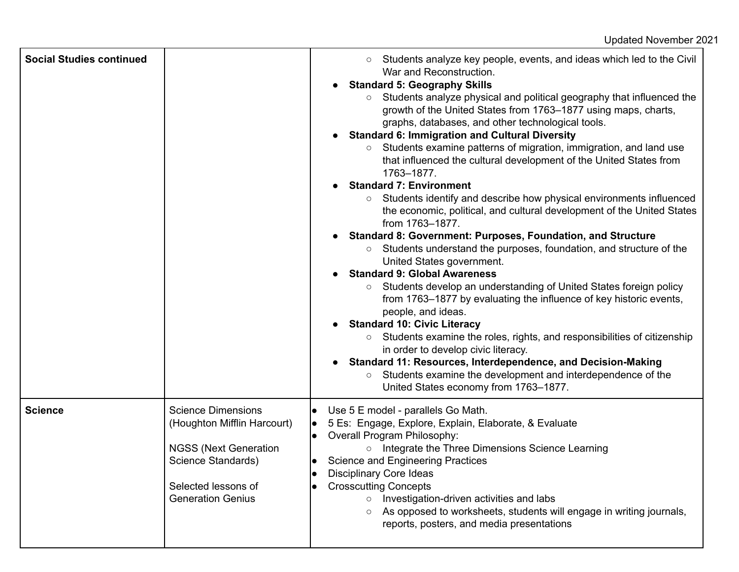| Social Studies continued | | <ul><li>Students analyze key people, events, and ideas which led to the Civil War and Reconstruction.</li></ul>• **Standard 5: Geography Skills**<ul><li>Students analyze physical and political geography that influenced the growth of the United States from 1763–1877 using maps, charts, graphs, databases, and other technological tools.</li></ul>• **Standard 6: Immigration and Cultural Diversity**<ul><li>Students examine patterns of migration, immigration, and land use that influenced the cultural development of the United States from 1763–1877.</li></ul>• **Standard 7: Environment**<ul><li>Students identify and describe how physical environments influenced the economic, political, and cultural development of the United States from 1763–1877.</li></ul>• **Standard 8: Government: Purposes, Foundation, and Structure**<ul><li>Students understand the purposes, foundation, and structure of the United States government.</li></ul>• **Standard 9: Global Awareness**<ul><li>Students develop an understanding of United States foreign policy from 1763–1877 by evaluating the influence of key historic events, people, and ideas.</li></ul>• **Standard 10: Civic Literacy**<ul><li>Students examine the roles, rights, and responsibilities of citizenship in order to develop civic literacy.</li></ul>• **Standard 11: Resources, Interdependence, and Decision-Making**<ul><li>Students examine the development and interdependence of the United States economy from 1763–1877.</li></ul> |
|---|---|---|
| **Science** | Science Dimensions (Houghton Mifflin Harcourt)<br><br>NGSS (Next Generation Science Standards)<br><br>Selected lessons of Generation Genius | • Use 5 E model - parallels Go Math.<br>• 5 Es: Engage, Explore, Explain, Elaborate, & Evaluate<br>• Overall Program Philosophy:<ul><li>Integrate the Three Dimensions Science Learning</li></ul>• Science and Engineering Practices<br>• Disciplinary Core Ideas<br>• Crosscutting Concepts<ul><li>Investigation-driven activities and labs</li><li>As opposed to worksheets, students will engage in writing journals, reports, posters, and media presentations</li></ul> |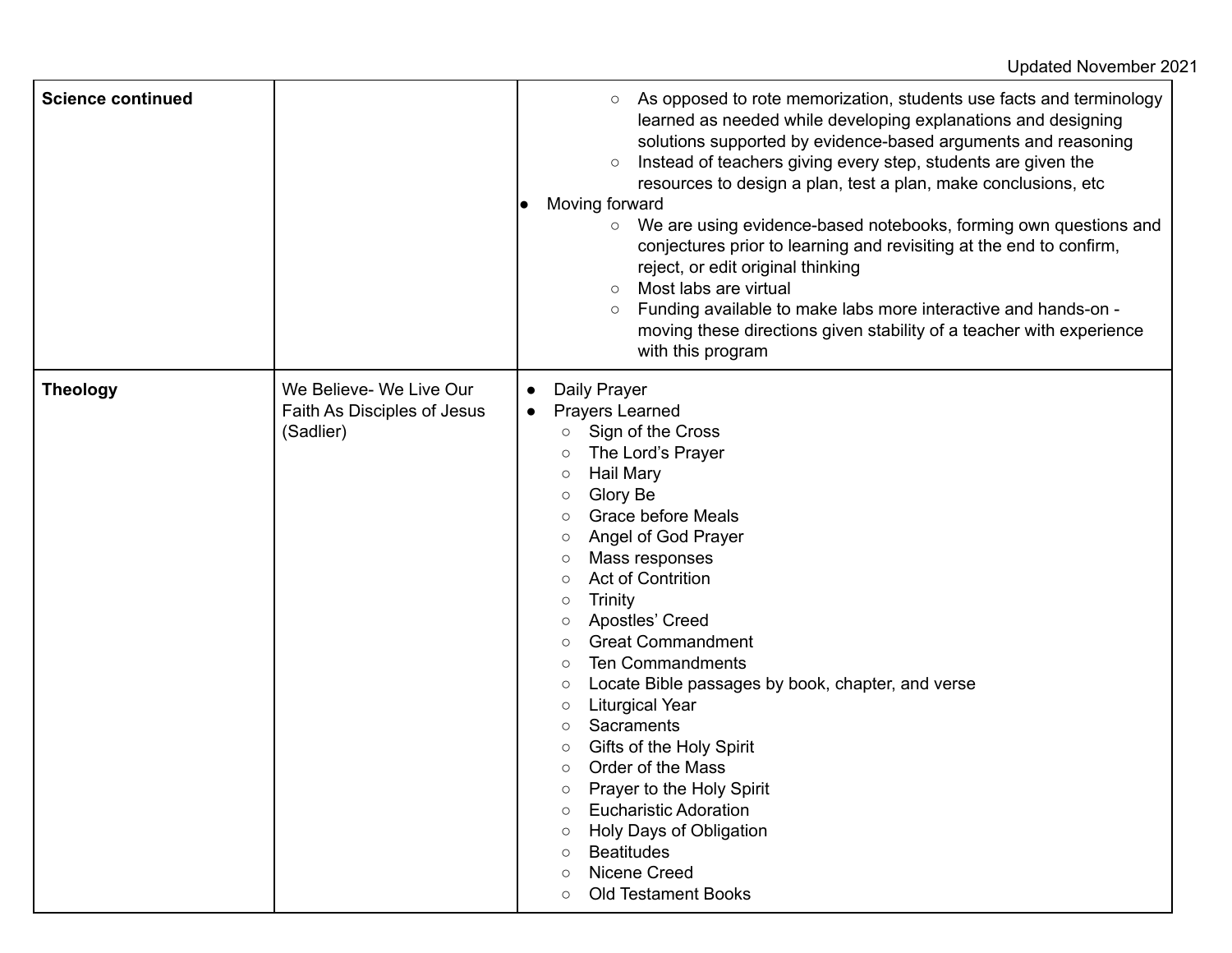Updated November 2021

| | | |
|---|---|---|
| **Science continued** | | ○ As opposed to rote memorization, students use facts and terminology learned as needed while developing explanations and designing solutions supported by evidence-based arguments and reasoning<br>○ Instead of teachers giving every step, students are given the resources to design a plan, test a plan, make conclusions, etc<br>● Moving forward<br>○ We are using evidence-based notebooks, forming own questions and conjectures prior to learning and revisiting at the end to confirm, reject, or edit original thinking<br>○ Most labs are virtual<br>○ Funding available to make labs more interactive and hands-on - moving these directions given stability of a teacher with experience with this program |
| **Theology** | We Believe- We Live Our Faith As Disciples of Jesus (Sadlier) | ● Daily Prayer<br>● Prayers Learned<br>○ Sign of the Cross<br>○ The Lord's Prayer<br>○ Hail Mary<br>○ Glory Be<br>○ Grace before Meals<br>○ Angel of God Prayer<br>○ Mass responses<br>○ Act of Contrition<br>○ Trinity<br>○ Apostles' Creed<br>○ Great Commandment<br>○ Ten Commandments<br>○ Locate Bible passages by book, chapter, and verse<br>○ Liturgical Year<br>○ Sacraments<br>○ Gifts of the Holy Spirit<br>○ Order of the Mass<br>○ Prayer to the Holy Spirit<br>○ Eucharistic Adoration<br>○ Holy Days of Obligation<br>○ Beatitudes<br>○ Nicene Creed<br>○ Old Testament Books |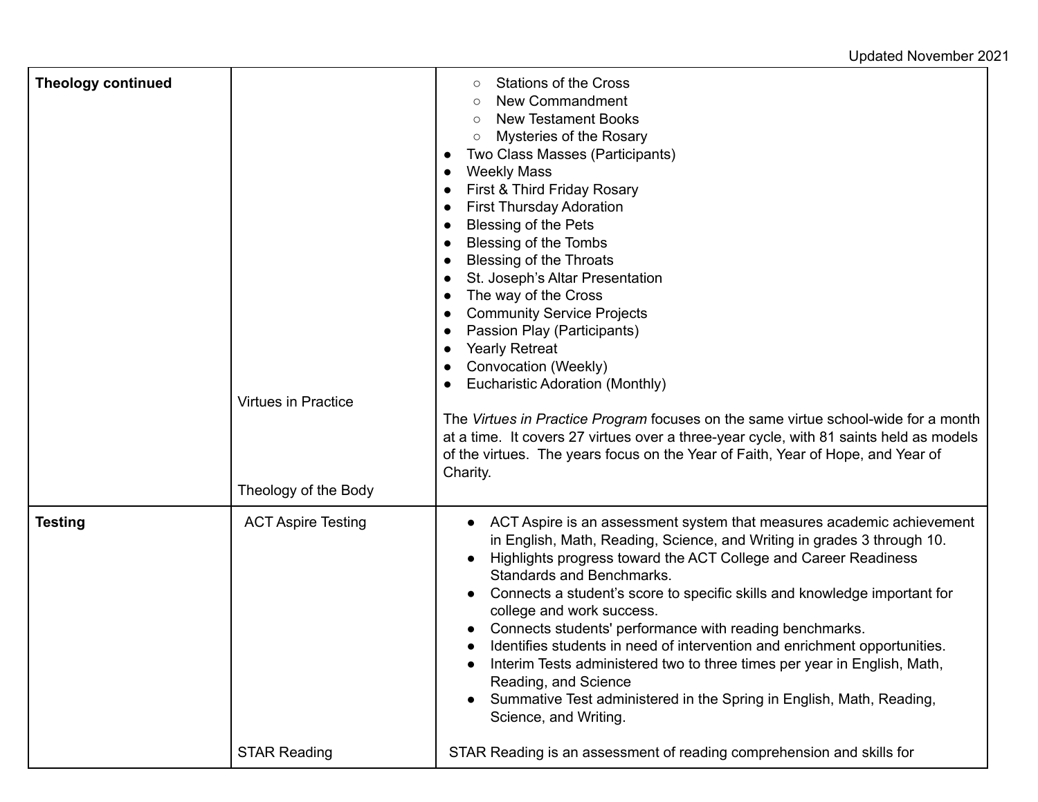| | | |
|---|---|---|
| **Theology continued** | | ○ Stations of the Cross<br>○ New Commandment<br>○ New Testament Books<br>○ Mysteries of the Rosary<br>● Two Class Masses (Participants)<br>● Weekly Mass<br>● First & Third Friday Rosary<br>● First Thursday Adoration<br>● Blessing of the Pets<br>● Blessing of the Tombs<br>● Blessing of the Throats<br>● St. Joseph's Altar Presentation<br>● The way of the Cross<br>● Community Service Projects<br>● Passion Play (Participants)<br>● Yearly Retreat<br>● Convocation (Weekly)<br>● Eucharistic Adoration (Monthly) |
| | Virtues in Practice | The *Virtues in Practice Program* focuses on the same virtue school-wide for a month at a time. It covers 27 virtues over a three-year cycle, with 81 saints held as models of the virtues. The years focus on the Year of Faith, Year of Hope, and Year of Charity. |
| | Theology of the Body | |
| **Testing** | ACT Aspire Testing | ● ACT Aspire is an assessment system that measures academic achievement in English, Math, Reading, Science, and Writing in grades 3 through 10.<br>● Highlights progress toward the ACT College and Career Readiness Standards and Benchmarks.<br>● Connects a student's score to specific skills and knowledge important for college and work success.<br>● Connects students' performance with reading benchmarks.<br>● Identifies students in need of intervention and enrichment opportunities.<br>● Interim Tests administered two to three times per year in English, Math, Reading, and Science<br>● Summative Test administered in the Spring in English, Math, Reading, Science, and Writing. |
| | STAR Reading | STAR Reading is an assessment of reading comprehension and skills for |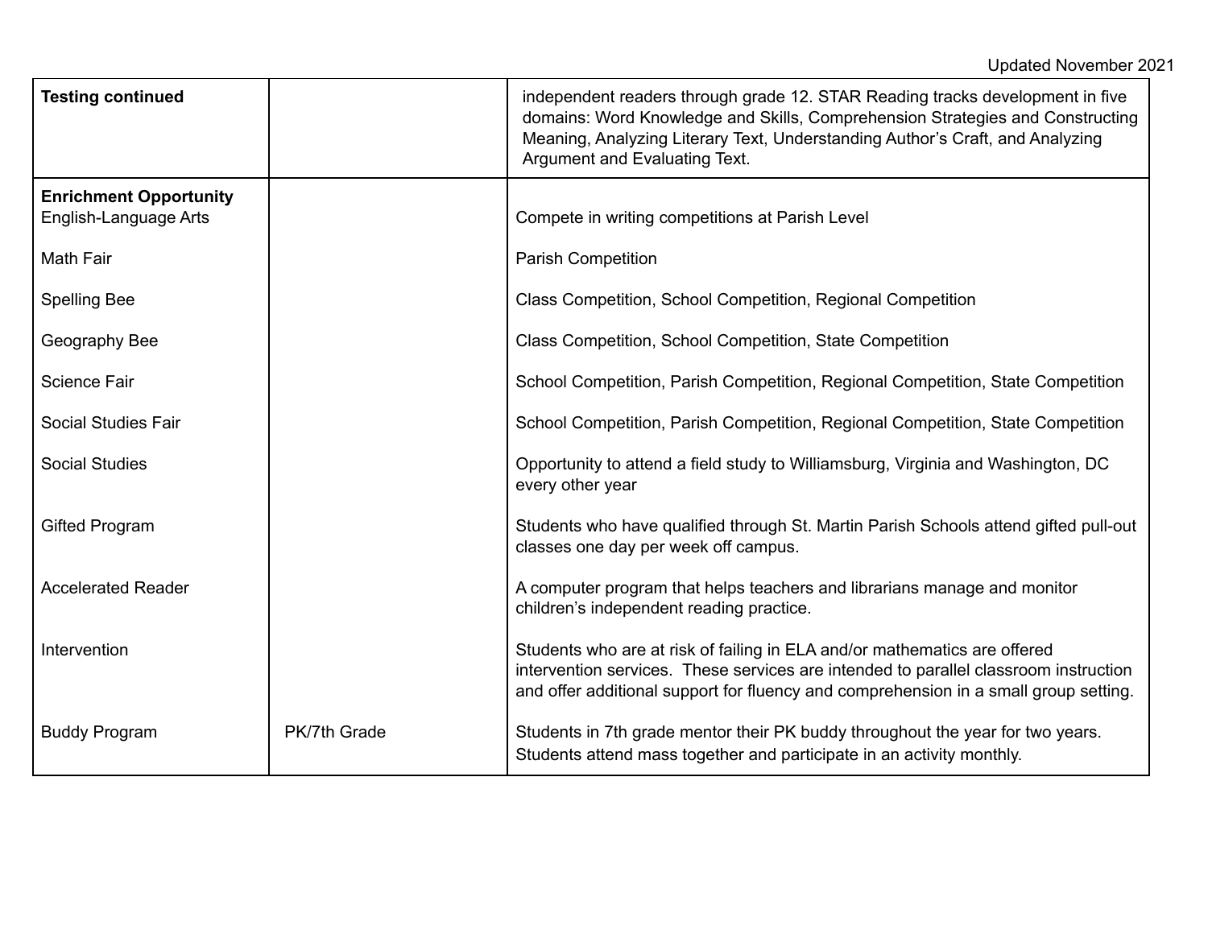| | | |
|---|---|---|
| **Testing continued** | | independent readers through grade 12. STAR Reading tracks development in five domains: Word Knowledge and Skills, Comprehension Strategies and Constructing Meaning, Analyzing Literary Text, Understanding Author's Craft, and Analyzing Argument and Evaluating Text. |
| **Enrichment Opportunity** | | |
| English-Language Arts | | Compete in writing competitions at Parish Level |
| Math Fair | | Parish Competition |
| Spelling Bee | | Class Competition, School Competition, Regional Competition |
| Geography Bee | | Class Competition, School Competition, State Competition |
| Science Fair | | School Competition, Parish Competition, Regional Competition, State Competition |
| Social Studies Fair | | School Competition, Parish Competition, Regional Competition, State Competition |
| Social Studies | | Opportunity to attend a field study to Williamsburg, Virginia and Washington, DC every other year |
| Gifted Program | | Students who have qualified through St. Martin Parish Schools attend gifted pull-out classes one day per week off campus. |
| Accelerated Reader | | A computer program that helps teachers and librarians manage and monitor children's independent reading practice. |
| Intervention | | Students who are at risk of failing in ELA and/or mathematics are offered intervention services. These services are intended to parallel classroom instruction and offer additional support for fluency and comprehension in a small group setting. |
| Buddy Program | PK/7th Grade | Students in 7th grade mentor their PK buddy throughout the year for two years. Students attend mass together and participate in an activity monthly. |